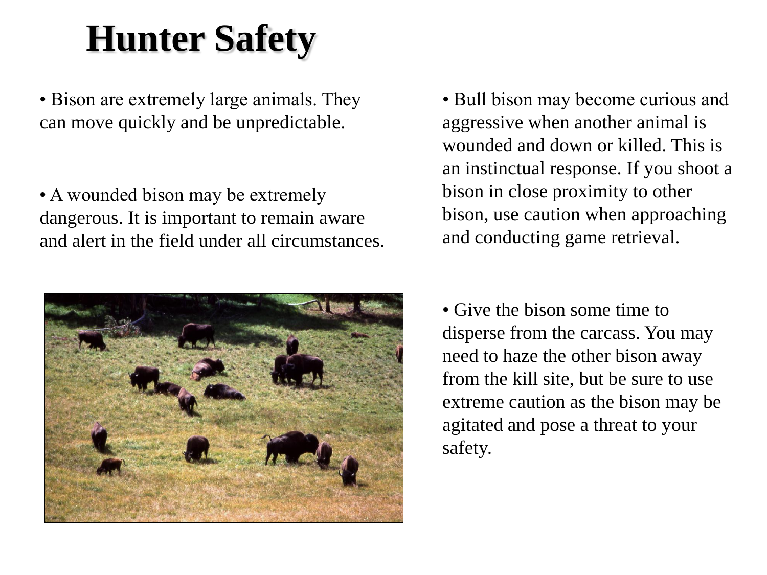# Hunter Safety

- Bison are extremely large animals. They can move quickly and be unpredictable.

- A wounded bison may be extremely dangerous. It is important to remain aware and alert in the field under all circumstances.

- Bull bison may become curious and aggressive when another animal is wounded and down or killed. This is an instinctual response. If you shoot a bison in close proximity to other bison, use caution when approaching and conducting game retrieval.

- Give the bison some time to disperse from the carcass. You may need to haze the other bison away from the kill site, but be sure to use extreme caution as the bison may be agitated and pose a threat to your safety.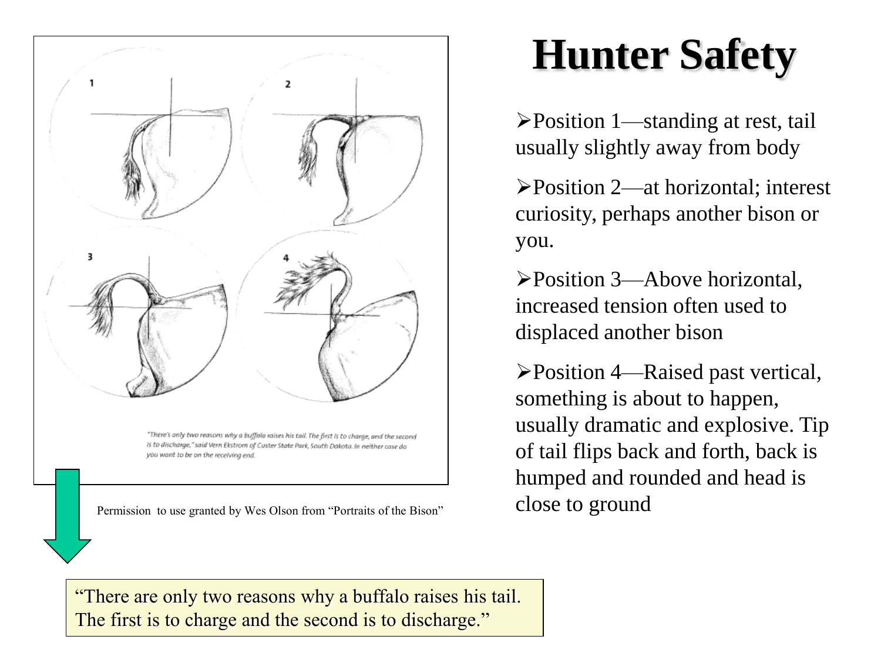# Hunter Safety

- Position 1—standing at rest, tail usually slightly away from body
- Position 2—at horizontal; interest curiosity, perhaps another bison or you.
- Position 3—Above horizontal, increased tension often used to displaced another bison
- Position 4—Raised past vertical, something is about to happen, usually dramatic and explosive. Tip of tail flips back and forth, back is humped and rounded and head is close to ground

1

2

3

4

"There's only two reasons why a buffalo raises his tail. The first is to charge, and the second is to discharge," said Vern Ekstrom of Custer State Park, South Dakota. In neither case do you want to be on the receiving end.

Permission to use granted by Wes Olson from "Portraits of the Bison"

"There are only two reasons why a buffalo raises his tail. The first is to charge and the second is to discharge."